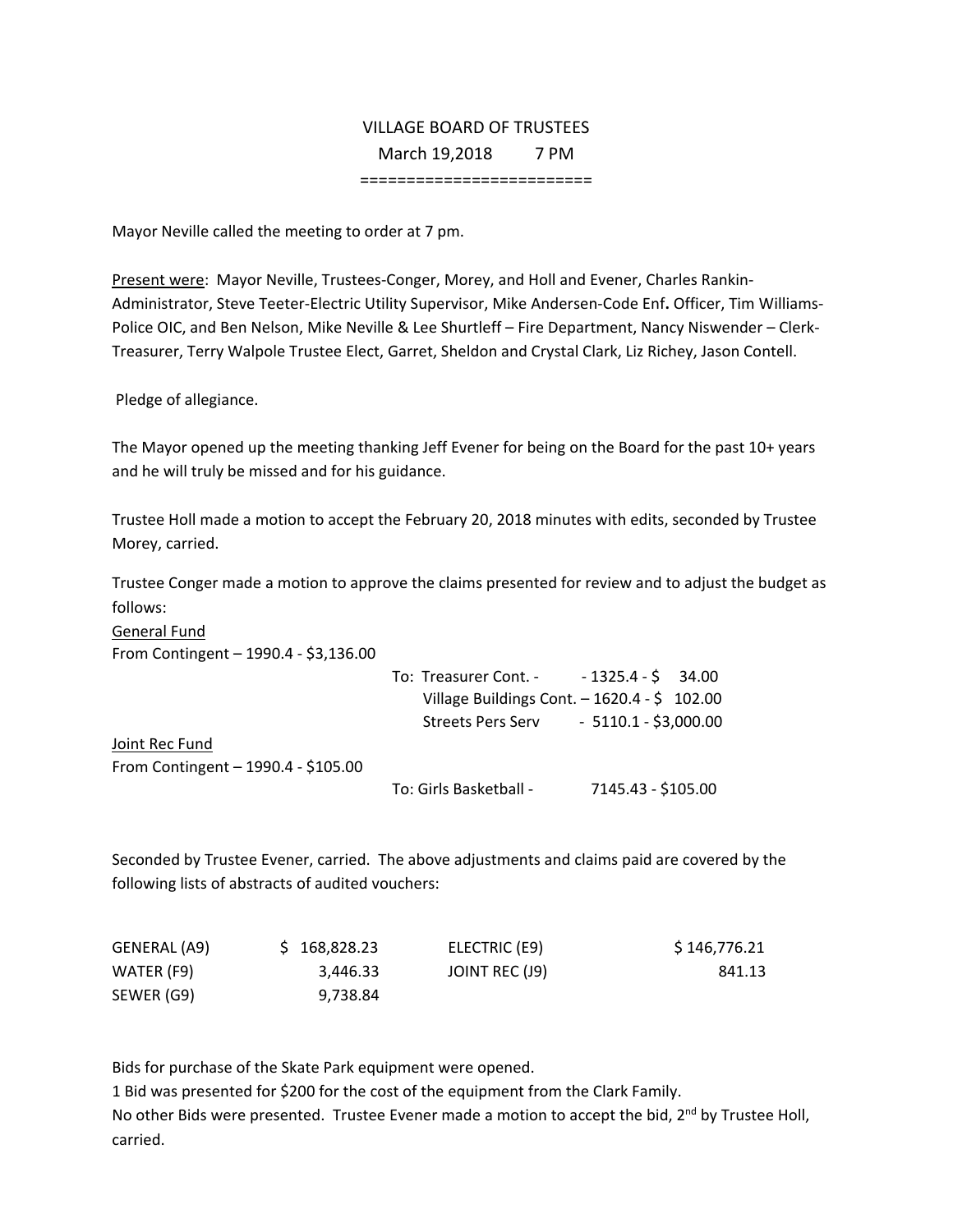VILLAGE BOARD OF TRUSTEES

March 19,2018 7 PM

========================

Mayor Neville called the meeting to order at 7 pm.

Present were: Mayor Neville, Trustees-Conger, Morey, and Holl and Evener, Charles Rankin-Administrator, Steve Teeter-Electric Utility Supervisor, Mike Andersen-Code Enf**.** Officer, Tim Williams-Police OIC, and Ben Nelson, Mike Neville & Lee Shurtleff – Fire Department, Nancy Niswender – Clerk-Treasurer, Terry Walpole Trustee Elect, Garret, Sheldon and Crystal Clark, Liz Richey, Jason Contell.

Pledge of allegiance.

The Mayor opened up the meeting thanking Jeff Evener for being on the Board for the past 10+ years and he will truly be missed and for his guidance.

Trustee Holl made a motion to accept the February 20, 2018 minutes with edits, seconded by Trustee Morey, carried.

Trustee Conger made a motion to approve the claims presented for review and to adjust the budget as follows:

General Fund

From Contingent – 1990.4 - $3,136.00

To: Treasurer Cont. - - 1325.4 - $ 34.00

Village Buildings Cont. – 1620.4 - $ 102.00

Streets Pers Serv - 5110.1 - $3,000.00

Joint Rec Fund

From Contingent – 1990.4 - $105.00

To: Girls Basketball - 7145.43 - $105.00

Seconded by Trustee Evener, carried. The above adjustments and claims paid are covered by the following lists of abstracts of audited vouchers:

| | | | |
|---|---|---|---|
| GENERAL (A9) | $ 168,828.23 | ELECTRIC (E9) | $ 146,776.21 |
| WATER (F9) | 3,446.33 | JOINT REC (J9) | 841.13 |
| SEWER (G9) | 9,738.84 | | |

Bids for purchase of the Skate Park equipment were opened.

1 Bid was presented for $200 for the cost of the equipment from the Clark Family.

No other Bids were presented. Trustee Evener made a motion to accept the bid, 2nd by Trustee Holl, carried.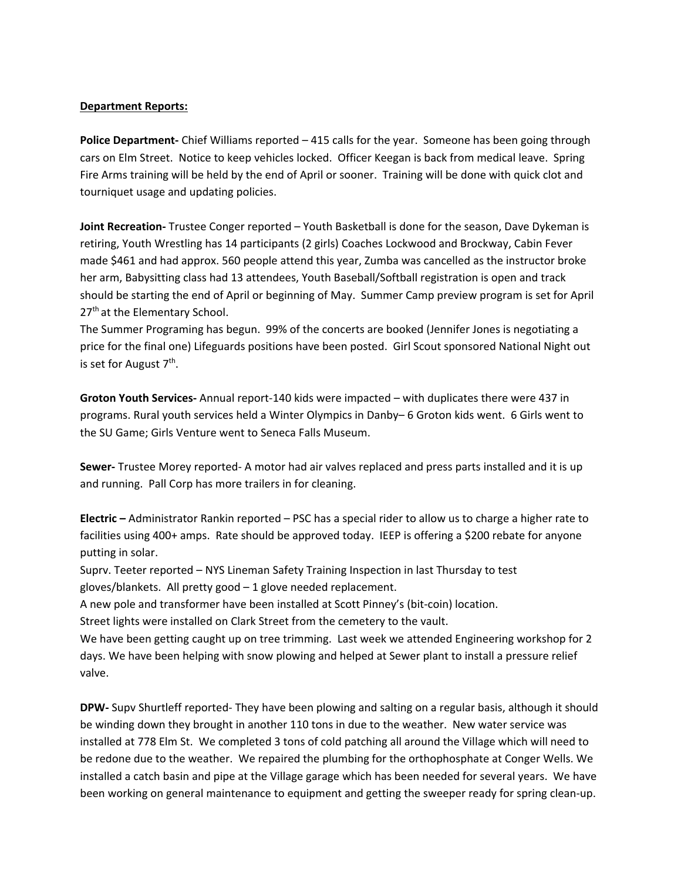**Department Reports:**

**Police Department-** Chief Williams reported – 415 calls for the year. Someone has been going through cars on Elm Street. Notice to keep vehicles locked. Officer Keegan is back from medical leave. Spring Fire Arms training will be held by the end of April or sooner. Training will be done with quick clot and tourniquet usage and updating policies.

**Joint Recreation-** Trustee Conger reported – Youth Basketball is done for the season, Dave Dykeman is retiring, Youth Wrestling has 14 participants (2 girls) Coaches Lockwood and Brockway, Cabin Fever made $461 and had approx. 560 people attend this year, Zumba was cancelled as the instructor broke her arm, Babysitting class had 13 attendees, Youth Baseball/Softball registration is open and track should be starting the end of April or beginning of May. Summer Camp preview program is set for April 27th at the Elementary School.

The Summer Programing has begun. 99% of the concerts are booked (Jennifer Jones is negotiating a price for the final one) Lifeguards positions have been posted. Girl Scout sponsored National Night out is set for August 7th.

**Groton Youth Services-** Annual report-140 kids were impacted – with duplicates there were 437 in programs. Rural youth services held a Winter Olympics in Danby– 6 Groton kids went. 6 Girls went to the SU Game; Girls Venture went to Seneca Falls Museum.

**Sewer-** Trustee Morey reported- A motor had air valves replaced and press parts installed and it is up and running. Pall Corp has more trailers in for cleaning.

**Electric –** Administrator Rankin reported – PSC has a special rider to allow us to charge a higher rate to facilities using 400+ amps. Rate should be approved today. IEEP is offering a $200 rebate for anyone putting in solar.

Suprv. Teeter reported – NYS Lineman Safety Training Inspection in last Thursday to test gloves/blankets. All pretty good – 1 glove needed replacement.

A new pole and transformer have been installed at Scott Pinney's (bit-coin) location.

Street lights were installed on Clark Street from the cemetery to the vault.

We have been getting caught up on tree trimming. Last week we attended Engineering workshop for 2 days. We have been helping with snow plowing and helped at Sewer plant to install a pressure relief valve.

**DPW-** Supv Shurtleff reported- They have been plowing and salting on a regular basis, although it should be winding down they brought in another 110 tons in due to the weather. New water service was installed at 778 Elm St. We completed 3 tons of cold patching all around the Village which will need to be redone due to the weather. We repaired the plumbing for the orthophosphate at Conger Wells. We installed a catch basin and pipe at the Village garage which has been needed for several years. We have been working on general maintenance to equipment and getting the sweeper ready for spring clean-up.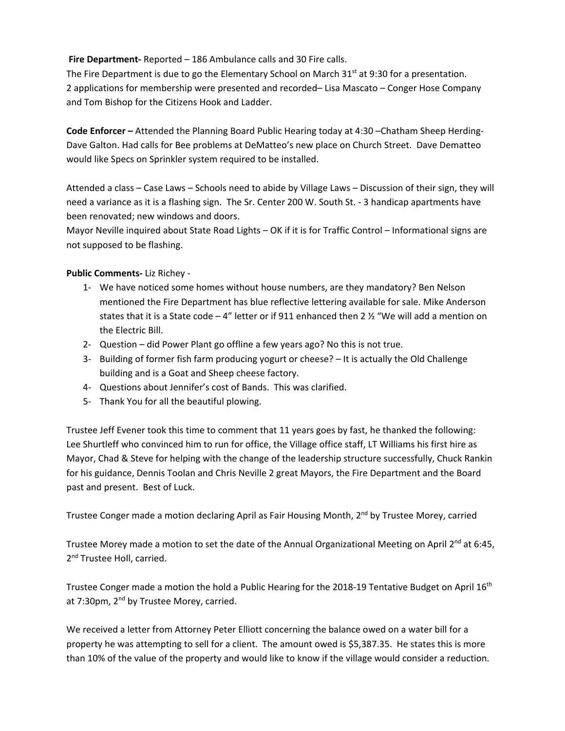**Fire Department-** Reported – 186 Ambulance calls and 30 Fire calls.
The Fire Department is due to go the Elementary School on March 31st at 9:30 for a presentation.
2 applications for membership were presented and recorded– Lisa Mascato – Conger Hose Company and Tom Bishop for the Citizens Hook and Ladder.

**Code Enforcer –** Attended the Planning Board Public Hearing today at 4:30 –Chatham Sheep Herding- Dave Galton. Had calls for Bee problems at DeMatteo's new place on Church Street. Dave Dematteo would like Specs on Sprinkler system required to be installed.

Attended a class – Case Laws – Schools need to abide by Village Laws – Discussion of their sign, they will need a variance as it is a flashing sign. The Sr. Center 200 W. South St. - 3 handicap apartments have been renovated; new windows and doors.
Mayor Neville inquired about State Road Lights – OK if it is for Traffic Control – Informational signs are not supposed to be flashing.

**Public Comments-** Liz Richey -

1- We have noticed some homes without house numbers, are they mandatory? Ben Nelson mentioned the Fire Department has blue reflective lettering available for sale. Mike Anderson states that it is a State code – 4" letter or if 911 enhanced then 2 ½ "We will add a mention on the Electric Bill.
2- Question – did Power Plant go offline a few years ago? No this is not true.
3- Building of former fish farm producing yogurt or cheese? – It is actually the Old Challenge building and is a Goat and Sheep cheese factory.
4- Questions about Jennifer's cost of Bands. This was clarified.
5- Thank You for all the beautiful plowing.

Trustee Jeff Evener took this time to comment that 11 years goes by fast, he thanked the following: Lee Shurtleff who convinced him to run for office, the Village office staff, LT Williams his first hire as Mayor, Chad & Steve for helping with the change of the leadership structure successfully, Chuck Rankin for his guidance, Dennis Toolan and Chris Neville 2 great Mayors, the Fire Department and the Board past and present. Best of Luck.

Trustee Conger made a motion declaring April as Fair Housing Month, 2nd by Trustee Morey, carried

Trustee Morey made a motion to set the date of the Annual Organizational Meeting on April 2nd at 6:45, 2nd Trustee Holl, carried.

Trustee Conger made a motion the hold a Public Hearing for the 2018-19 Tentative Budget on April 16th at 7:30pm, 2nd by Trustee Morey, carried.

We received a letter from Attorney Peter Elliott concerning the balance owed on a water bill for a property he was attempting to sell for a client. The amount owed is $5,387.35. He states this is more than 10% of the value of the property and would like to know if the village would consider a reduction.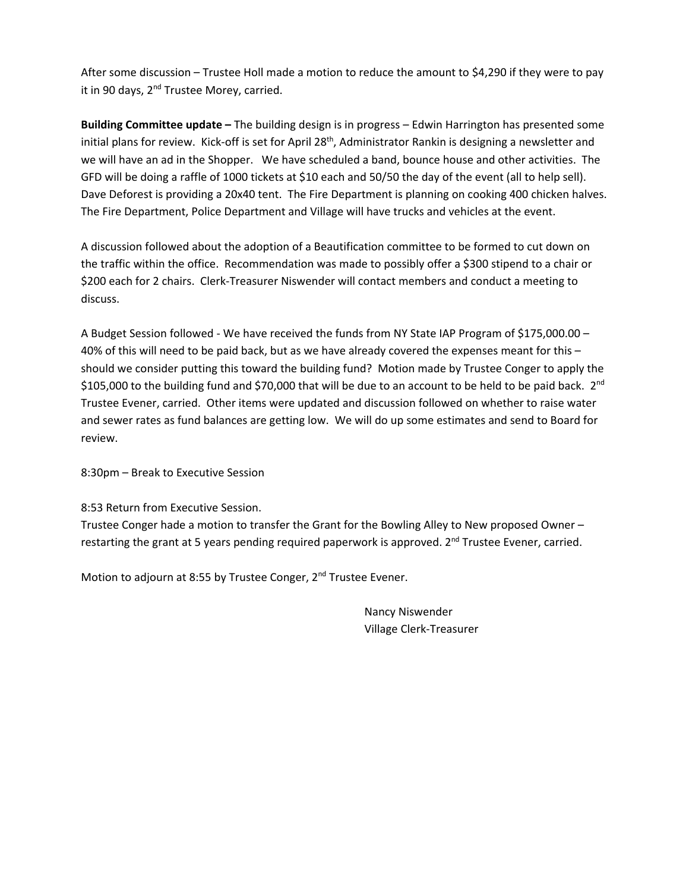After some discussion – Trustee Holl made a motion to reduce the amount to $4,290 if they were to pay it in 90 days, 2nd Trustee Morey, carried.

**Building Committee update –** The building design is in progress – Edwin Harrington has presented some initial plans for review. Kick-off is set for April 28th, Administrator Rankin is designing a newsletter and we will have an ad in the Shopper. We have scheduled a band, bounce house and other activities. The GFD will be doing a raffle of 1000 tickets at $10 each and 50/50 the day of the event (all to help sell). Dave Deforest is providing a 20x40 tent. The Fire Department is planning on cooking 400 chicken halves. The Fire Department, Police Department and Village will have trucks and vehicles at the event.

A discussion followed about the adoption of a Beautification committee to be formed to cut down on the traffic within the office. Recommendation was made to possibly offer a $300 stipend to a chair or $200 each for 2 chairs. Clerk-Treasurer Niswender will contact members and conduct a meeting to discuss.

A Budget Session followed - We have received the funds from NY State IAP Program of $175,000.00 – 40% of this will need to be paid back, but as we have already covered the expenses meant for this – should we consider putting this toward the building fund? Motion made by Trustee Conger to apply the $105,000 to the building fund and $70,000 that will be due to an account to be held to be paid back. 2nd Trustee Evener, carried. Other items were updated and discussion followed on whether to raise water and sewer rates as fund balances are getting low. We will do up some estimates and send to Board for review.

8:30pm – Break to Executive Session

8:53 Return from Executive Session.
Trustee Conger hade a motion to transfer the Grant for the Bowling Alley to New proposed Owner – restarting the grant at 5 years pending required paperwork is approved. 2nd Trustee Evener, carried.

Motion to adjourn at 8:55 by Trustee Conger, 2nd Trustee Evener.

Nancy Niswender
Village Clerk-Treasurer